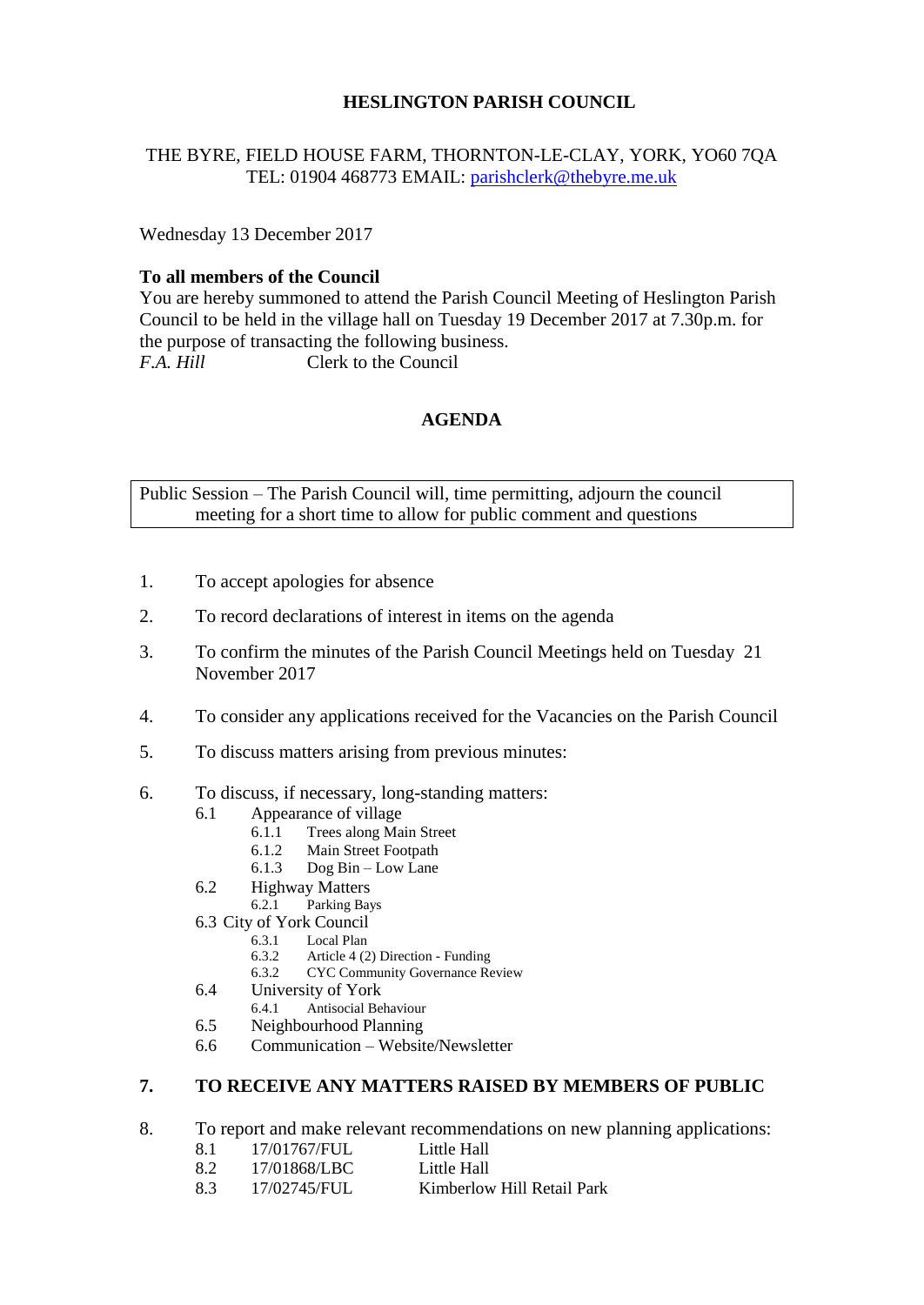# HESLINGTON PARISH COUNCIL

THE BYRE, FIELD HOUSE FARM, THORNTON-LE-CLAY, YORK, YO60 7QA
TEL: 01904 468773 EMAIL: parishclerk@thebyre.me.uk

Wednesday 13 December 2017

**To all members of the Council**
You are hereby summoned to attend the Parish Council Meeting of Heslington Parish Council to be held in the village hall on Tuesday 19 December 2017 at 7.30p.m. for the purpose of transacting the following business.
*F.A. Hill* Clerk to the Council

## AGENDA

| Public Session – The Parish Council will, time permitting, adjourn the council meeting for a short time to allow for public comment and questions |
|---|

1. To accept apologies for absence
2. To record declarations of interest in items on the agenda
3. To confirm the minutes of the Parish Council Meetings held on Tuesday 21 November 2017
4. To consider any applications received for the Vacancies on the Parish Council
5. To discuss matters arising from previous minutes:
6. To discuss, if necessary, long-standing matters:
   - 6.1 Appearance of village
     - 6.1.1 Trees along Main Street
     - 6.1.2 Main Street Footpath
     - 6.1.3 Dog Bin – Low Lane
   - 6.2 Highway Matters
     - 6.2.1 Parking Bays
   - 6.3 City of York Council
     - 6.3.1 Local Plan
     - 6.3.2 Article 4 (2) Direction - Funding
     - 6.3.2 CYC Community Governance Review
   - 6.4 University of York
     - 6.4.1 Antisocial Behaviour
   - 6.5 Neighbourhood Planning
   - 6.6 Communication – Website/Newsletter
7. **TO RECEIVE ANY MATTERS RAISED BY MEMBERS OF PUBLIC**
8. To report and make relevant recommendations on new planning applications:
   - 8.1 17/01767/FUL Little Hall
   - 8.2 17/01868/LBC Little Hall
   - 8.3 17/02745/FUL Kimberlow Hill Retail Park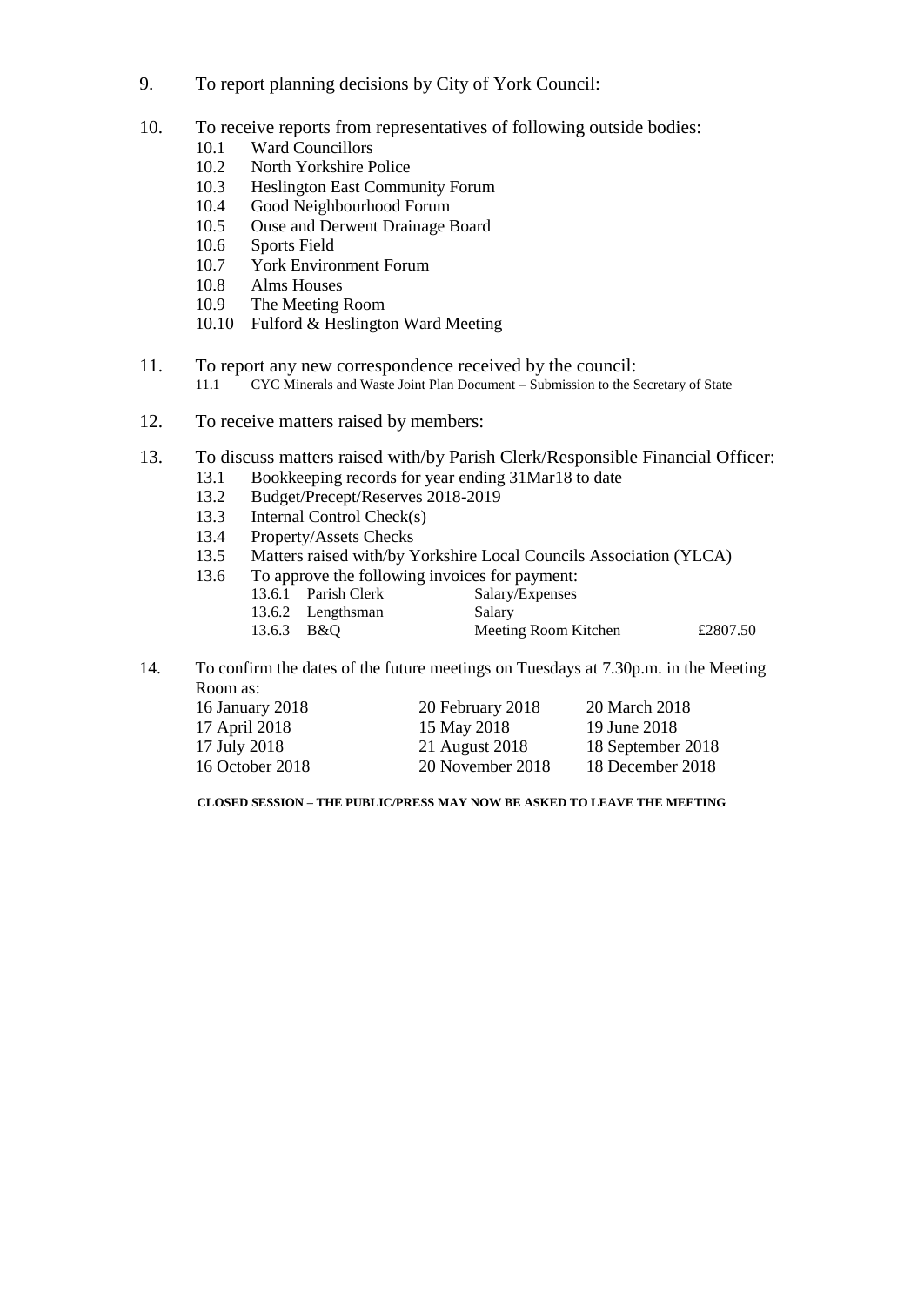9. To report planning decisions by City of York Council:

10. To receive reports from representatives of following outside bodies:
    - 10.1 Ward Councillors
    - 10.2 North Yorkshire Police
    - 10.3 Heslington East Community Forum
    - 10.4 Good Neighbourhood Forum
    - 10.5 Ouse and Derwent Drainage Board
    - 10.6 Sports Field
    - 10.7 York Environment Forum
    - 10.8 Alms Houses
    - 10.9 The Meeting Room
    - 10.10 Fulford & Heslington Ward Meeting

11. To report any new correspondence received by the council:
    - 11.1 CYC Minerals and Waste Joint Plan Document – Submission to the Secretary of State

12. To receive matters raised by members:

13. To discuss matters raised with/by Parish Clerk/Responsible Financial Officer:
    - 13.1 Bookkeeping records for year ending 31Mar18 to date
    - 13.2 Budget/Precept/Reserves 2018-2019
    - 13.3 Internal Control Check(s)
    - 13.4 Property/Assets Checks
    - 13.5 Matters raised with/by Yorkshire Local Councils Association (YLCA)
    - 13.6 To approve the following invoices for payment:

| | | | |
|---|---|---|---|
| 13.6.1 | Parish Clerk | Salary/Expenses | |
| 13.6.2 | Lengthsman | Salary | |
| 13.6.3 | B&Q | Meeting Room Kitchen | £2807.50 |

14. To confirm the dates of the future meetings on Tuesdays at 7.30p.m. in the Meeting Room as:

| | | |
|---|---|---|
| 16 January 2018 | 20 February 2018 | 20 March 2018 |
| 17 April 2018 | 15 May 2018 | 19 June 2018 |
| 17 July 2018 | 21 August 2018 | 18 September 2018 |
| 16 October 2018 | 20 November 2018 | 18 December 2018 |

**CLOSED SESSION – THE PUBLIC/PRESS MAY NOW BE ASKED TO LEAVE THE MEETING**